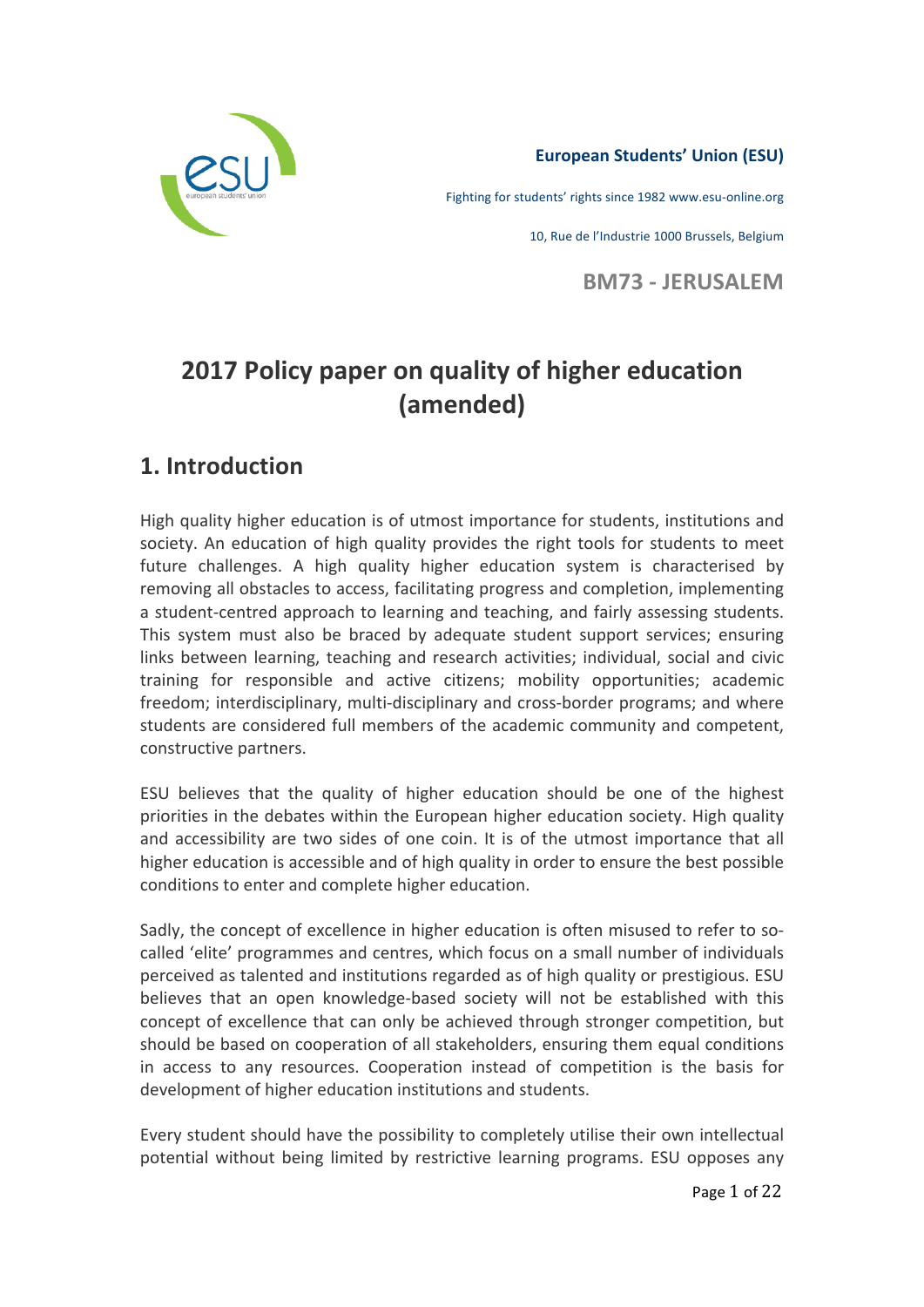**European Students' Union (ESU)**

Fighting for students' rights since 1982 www.esu-online.org

10, Rue de l'Industrie 1000 Brussels, Belgium

**BM73 - JERUSALEM**

# 2017 Policy paper on quality of higher education (amended)

## 1. Introduction

High quality higher education is of utmost importance for students, institutions and society. An education of high quality provides the right tools for students to meet future challenges. A high quality higher education system is characterised by removing all obstacles to access, facilitating progress and completion, implementing a student-centred approach to learning and teaching, and fairly assessing students. This system must also be braced by adequate student support services; ensuring links between learning, teaching and research activities; individual, social and civic training for responsible and active citizens; mobility opportunities; academic freedom; interdisciplinary, multi-disciplinary and cross-border programs; and where students are considered full members of the academic community and competent, constructive partners.

ESU believes that the quality of higher education should be one of the highest priorities in the debates within the European higher education society. High quality and accessibility are two sides of one coin. It is of the utmost importance that all higher education is accessible and of high quality in order to ensure the best possible conditions to enter and complete higher education.

Sadly, the concept of excellence in higher education is often misused to refer to so-called 'elite' programmes and centres, which focus on a small number of individuals perceived as talented and institutions regarded as of high quality or prestigious. ESU believes that an open knowledge-based society will not be established with this concept of excellence that can only be achieved through stronger competition, but should be based on cooperation of all stakeholders, ensuring them equal conditions in access to any resources. Cooperation instead of competition is the basis for development of higher education institutions and students.

Every student should have the possibility to completely utilise their own intellectual potential without being limited by restrictive learning programs. ESU opposes any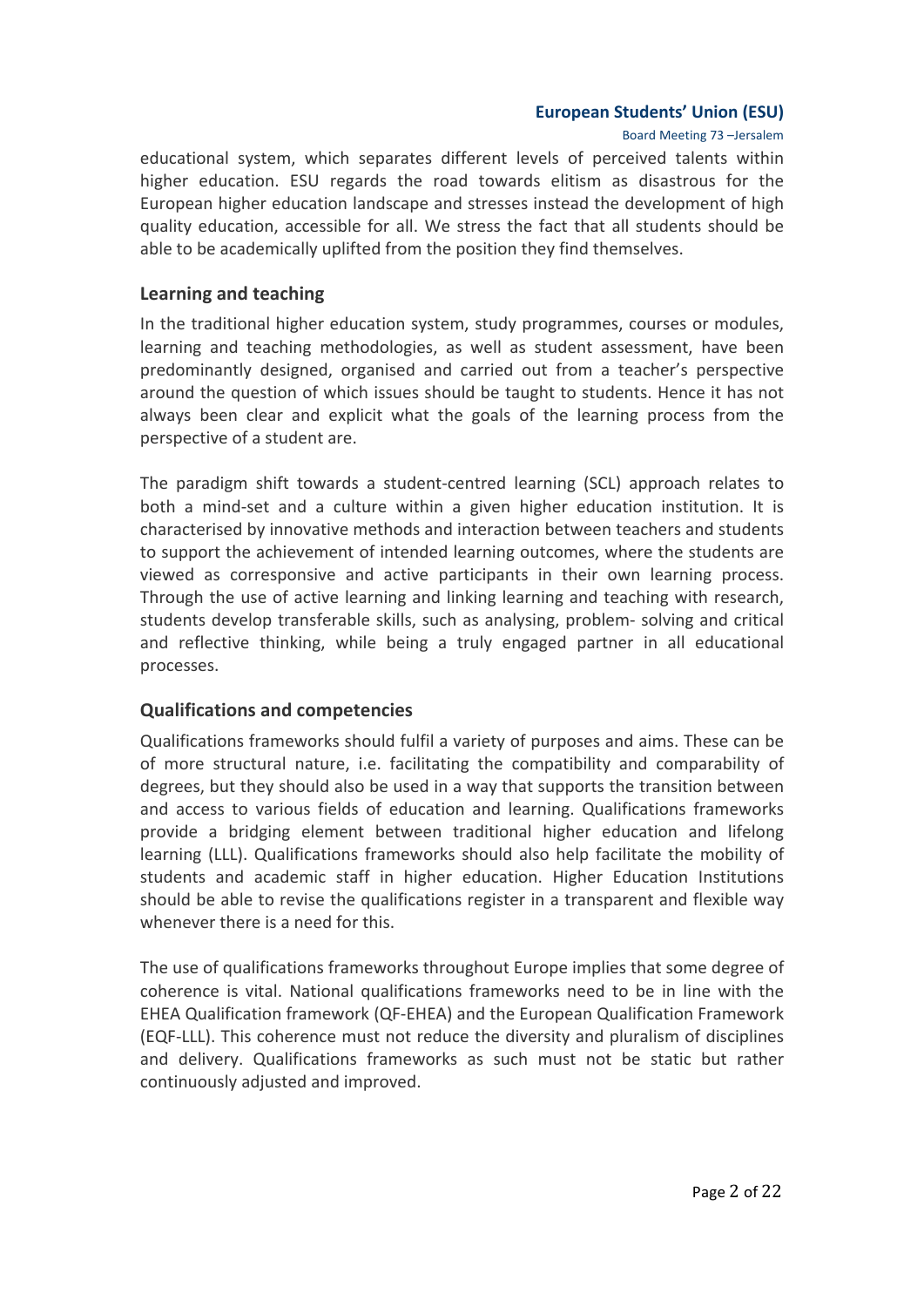educational system, which separates different levels of perceived talents within higher education. ESU regards the road towards elitism as disastrous for the European higher education landscape and stresses instead the development of high quality education, accessible for all. We stress the fact that all students should be able to be academically uplifted from the position they find themselves.

## Learning and teaching

In the traditional higher education system, study programmes, courses or modules, learning and teaching methodologies, as well as student assessment, have been predominantly designed, organised and carried out from a teacher's perspective around the question of which issues should be taught to students. Hence it has not always been clear and explicit what the goals of the learning process from the perspective of a student are.

The paradigm shift towards a student-centred learning (SCL) approach relates to both a mind-set and a culture within a given higher education institution. It is characterised by innovative methods and interaction between teachers and students to support the achievement of intended learning outcomes, where the students are viewed as corresponsive and active participants in their own learning process. Through the use of active learning and linking learning and teaching with research, students develop transferable skills, such as analysing, problem- solving and critical and reflective thinking, while being a truly engaged partner in all educational processes.

## Qualifications and competencies

Qualifications frameworks should fulfil a variety of purposes and aims. These can be of more structural nature, i.e. facilitating the compatibility and comparability of degrees, but they should also be used in a way that supports the transition between and access to various fields of education and learning. Qualifications frameworks provide a bridging element between traditional higher education and lifelong learning (LLL). Qualifications frameworks should also help facilitate the mobility of students and academic staff in higher education. Higher Education Institutions should be able to revise the qualifications register in a transparent and flexible way whenever there is a need for this.

The use of qualifications frameworks throughout Europe implies that some degree of coherence is vital. National qualifications frameworks need to be in line with the EHEA Qualification framework (QF-EHEA) and the European Qualification Framework (EQF-LLL). This coherence must not reduce the diversity and pluralism of disciplines and delivery. Qualifications frameworks as such must not be static but rather continuously adjusted and improved.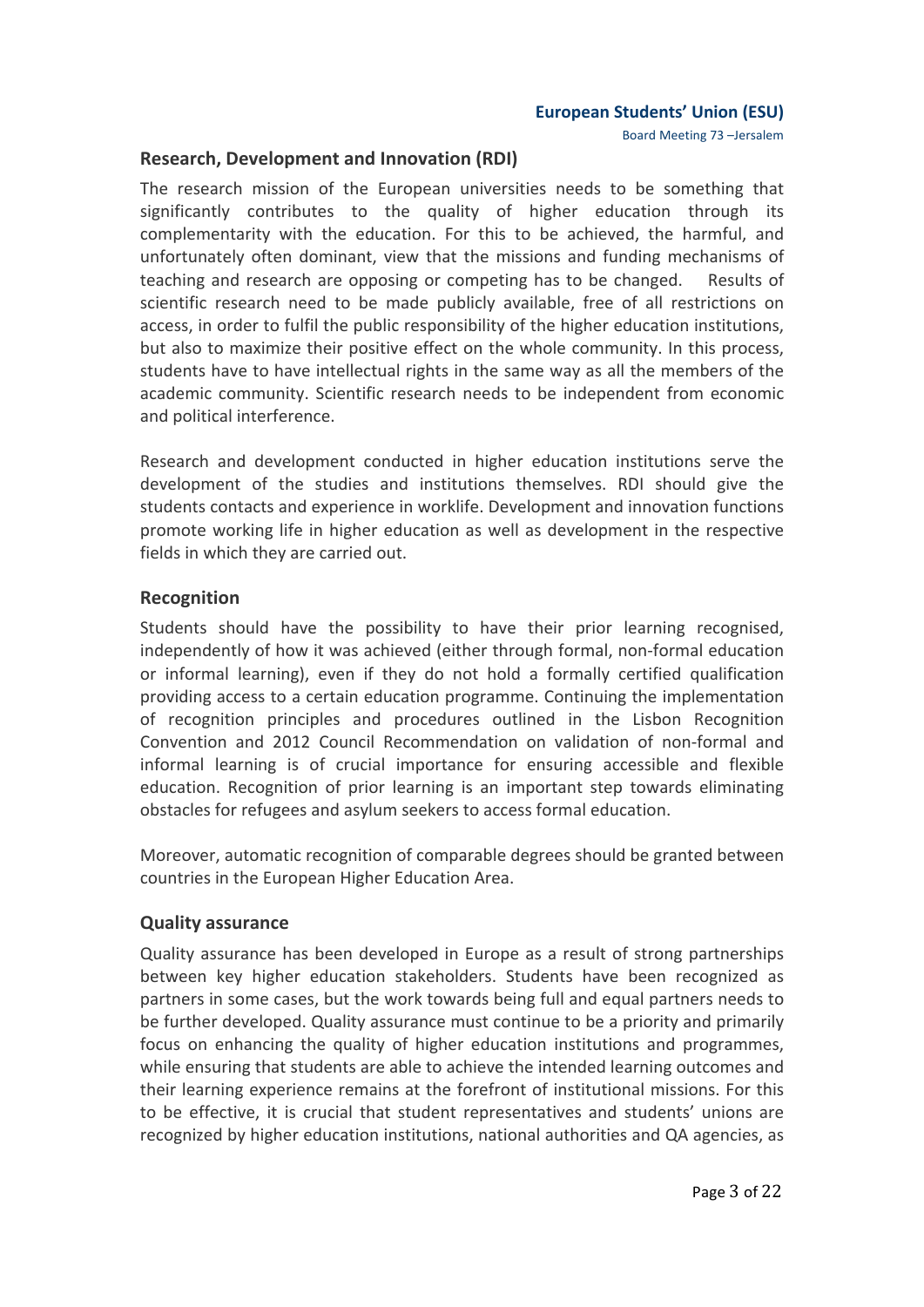## Research, Development and Innovation (RDI)

The research mission of the European universities needs to be something that significantly contributes to the quality of higher education through its complementarity with the education. For this to be achieved, the harmful, and unfortunately often dominant, view that the missions and funding mechanisms of teaching and research are opposing or competing has to be changed. Results of scientific research need to be made publicly available, free of all restrictions on access, in order to fulfil the public responsibility of the higher education institutions, but also to maximize their positive effect on the whole community. In this process, students have to have intellectual rights in the same way as all the members of the academic community. Scientific research needs to be independent from economic and political interference.

Research and development conducted in higher education institutions serve the development of the studies and institutions themselves. RDI should give the students contacts and experience in worklife. Development and innovation functions promote working life in higher education as well as development in the respective fields in which they are carried out.

## Recognition

Students should have the possibility to have their prior learning recognised, independently of how it was achieved (either through formal, non-formal education or informal learning), even if they do not hold a formally certified qualification providing access to a certain education programme. Continuing the implementation of recognition principles and procedures outlined in the Lisbon Recognition Convention and 2012 Council Recommendation on validation of non-formal and informal learning is of crucial importance for ensuring accessible and flexible education. Recognition of prior learning is an important step towards eliminating obstacles for refugees and asylum seekers to access formal education.

Moreover, automatic recognition of comparable degrees should be granted between countries in the European Higher Education Area.

## Quality assurance

Quality assurance has been developed in Europe as a result of strong partnerships between key higher education stakeholders. Students have been recognized as partners in some cases, but the work towards being full and equal partners needs to be further developed. Quality assurance must continue to be a priority and primarily focus on enhancing the quality of higher education institutions and programmes, while ensuring that students are able to achieve the intended learning outcomes and their learning experience remains at the forefront of institutional missions. For this to be effective, it is crucial that student representatives and students' unions are recognized by higher education institutions, national authorities and QA agencies, as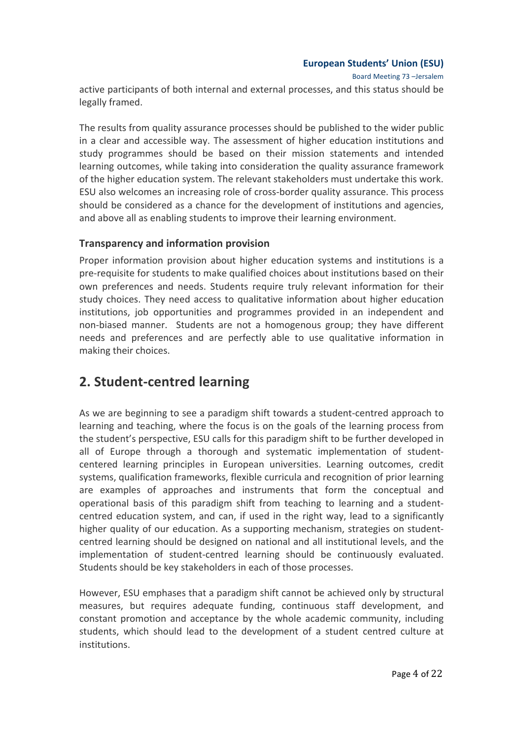active participants of both internal and external processes, and this status should be legally framed.

The results from quality assurance processes should be published to the wider public in a clear and accessible way. The assessment of higher education institutions and study programmes should be based on their mission statements and intended learning outcomes, while taking into consideration the quality assurance framework of the higher education system. The relevant stakeholders must undertake this work. ESU also welcomes an increasing role of cross-border quality assurance. This process should be considered as a chance for the development of institutions and agencies, and above all as enabling students to improve their learning environment.

### Transparency and information provision

Proper information provision about higher education systems and institutions is a pre-requisite for students to make qualified choices about institutions based on their own preferences and needs. Students require truly relevant information for their study choices. They need access to qualitative information about higher education institutions, job opportunities and programmes provided in an independent and non-biased manner. Students are not a homogenous group; they have different needs and preferences and are perfectly able to use qualitative information in making their choices.

## 2. Student-centred learning

As we are beginning to see a paradigm shift towards a student-centred approach to learning and teaching, where the focus is on the goals of the learning process from the student's perspective, ESU calls for this paradigm shift to be further developed in all of Europe through a thorough and systematic implementation of student-centered learning principles in European universities. Learning outcomes, credit systems, qualification frameworks, flexible curricula and recognition of prior learning are examples of approaches and instruments that form the conceptual and operational basis of this paradigm shift from teaching to learning and a student-centred education system, and can, if used in the right way, lead to a significantly higher quality of our education. As a supporting mechanism, strategies on student-centred learning should be designed on national and all institutional levels, and the implementation of student-centred learning should be continuously evaluated. Students should be key stakeholders in each of those processes.

However, ESU emphases that a paradigm shift cannot be achieved only by structural measures, but requires adequate funding, continuous staff development, and constant promotion and acceptance by the whole academic community, including students, which should lead to the development of a student centred culture at institutions.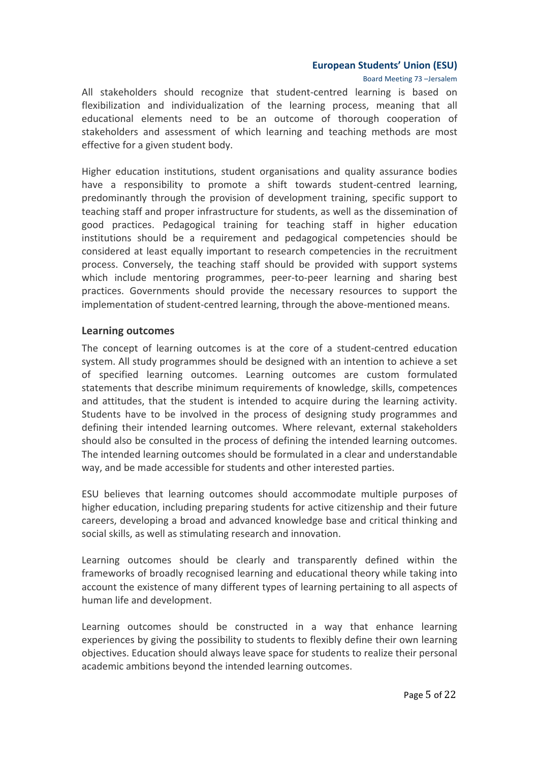All stakeholders should recognize that student-centred learning is based on flexibilization and individualization of the learning process, meaning that all educational elements need to be an outcome of thorough cooperation of stakeholders and assessment of which learning and teaching methods are most effective for a given student body.

Higher education institutions, student organisations and quality assurance bodies have a responsibility to promote a shift towards student-centred learning, predominantly through the provision of development training, specific support to teaching staff and proper infrastructure for students, as well as the dissemination of good practices. Pedagogical training for teaching staff in higher education institutions should be a requirement and pedagogical competencies should be considered at least equally important to research competencies in the recruitment process. Conversely, the teaching staff should be provided with support systems which include mentoring programmes, peer-to-peer learning and sharing best practices. Governments should provide the necessary resources to support the implementation of student-centred learning, through the above-mentioned means.

## Learning outcomes

The concept of learning outcomes is at the core of a student-centred education system. All study programmes should be designed with an intention to achieve a set of specified learning outcomes. Learning outcomes are custom formulated statements that describe minimum requirements of knowledge, skills, competences and attitudes, that the student is intended to acquire during the learning activity. Students have to be involved in the process of designing study programmes and defining their intended learning outcomes. Where relevant, external stakeholders should also be consulted in the process of defining the intended learning outcomes. The intended learning outcomes should be formulated in a clear and understandable way, and be made accessible for students and other interested parties.

ESU believes that learning outcomes should accommodate multiple purposes of higher education, including preparing students for active citizenship and their future careers, developing a broad and advanced knowledge base and critical thinking and social skills, as well as stimulating research and innovation.

Learning outcomes should be clearly and transparently defined within the frameworks of broadly recognised learning and educational theory while taking into account the existence of many different types of learning pertaining to all aspects of human life and development.

Learning outcomes should be constructed in a way that enhance learning experiences by giving the possibility to students to flexibly define their own learning objectives. Education should always leave space for students to realize their personal academic ambitions beyond the intended learning outcomes.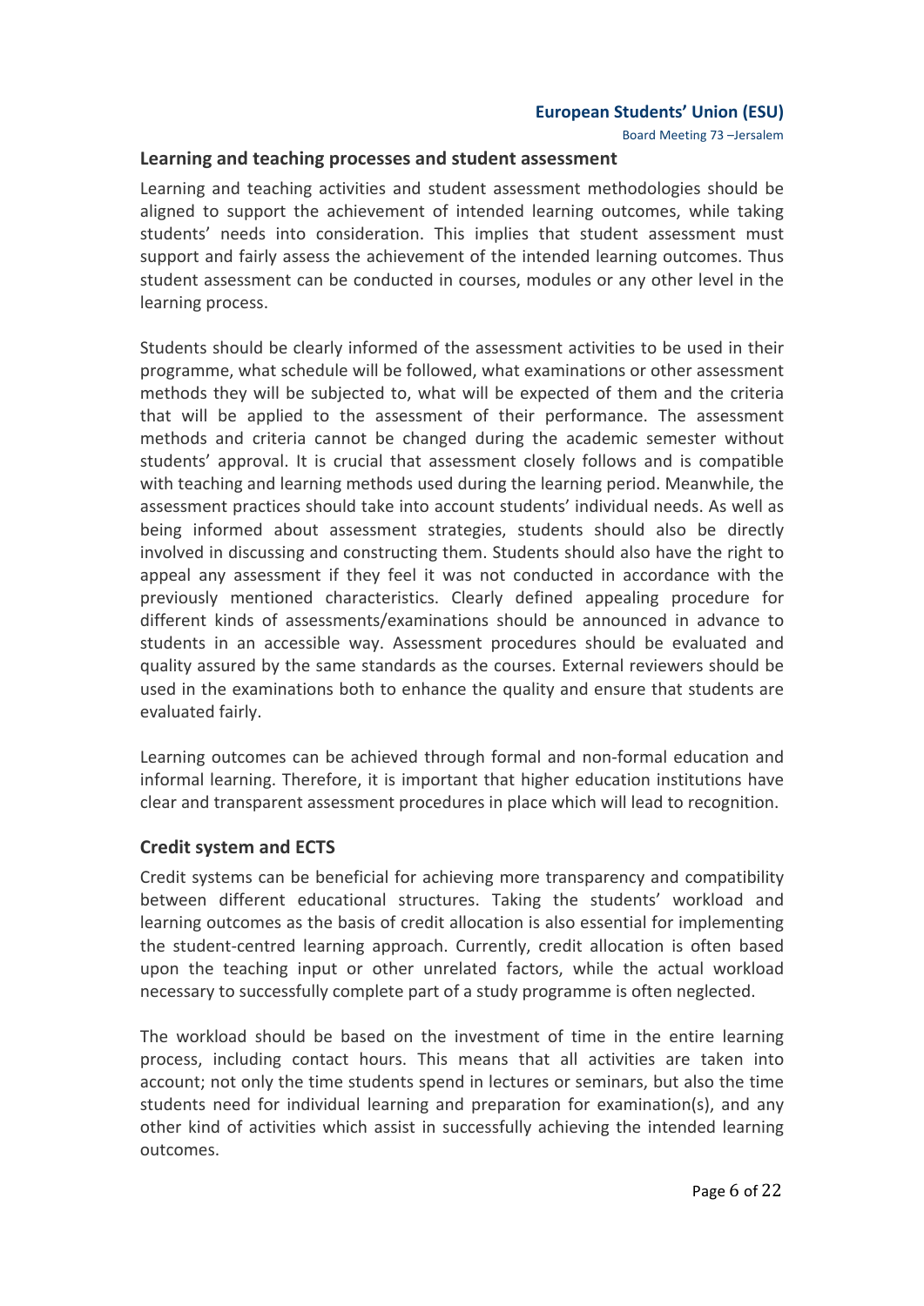## Learning and teaching processes and student assessment

Learning and teaching activities and student assessment methodologies should be aligned to support the achievement of intended learning outcomes, while taking students' needs into consideration. This implies that student assessment must support and fairly assess the achievement of the intended learning outcomes. Thus student assessment can be conducted in courses, modules or any other level in the learning process.

Students should be clearly informed of the assessment activities to be used in their programme, what schedule will be followed, what examinations or other assessment methods they will be subjected to, what will be expected of them and the criteria that will be applied to the assessment of their performance. The assessment methods and criteria cannot be changed during the academic semester without students' approval. It is crucial that assessment closely follows and is compatible with teaching and learning methods used during the learning period. Meanwhile, the assessment practices should take into account students' individual needs. As well as being informed about assessment strategies, students should also be directly involved in discussing and constructing them. Students should also have the right to appeal any assessment if they feel it was not conducted in accordance with the previously mentioned characteristics. Clearly defined appealing procedure for different kinds of assessments/examinations should be announced in advance to students in an accessible way. Assessment procedures should be evaluated and quality assured by the same standards as the courses. External reviewers should be used in the examinations both to enhance the quality and ensure that students are evaluated fairly.

Learning outcomes can be achieved through formal and non-formal education and informal learning. Therefore, it is important that higher education institutions have clear and transparent assessment procedures in place which will lead to recognition.

## Credit system and ECTS

Credit systems can be beneficial for achieving more transparency and compatibility between different educational structures. Taking the students' workload and learning outcomes as the basis of credit allocation is also essential for implementing the student-centred learning approach. Currently, credit allocation is often based upon the teaching input or other unrelated factors, while the actual workload necessary to successfully complete part of a study programme is often neglected.

The workload should be based on the investment of time in the entire learning process, including contact hours. This means that all activities are taken into account; not only the time students spend in lectures or seminars, but also the time students need for individual learning and preparation for examination(s), and any other kind of activities which assist in successfully achieving the intended learning outcomes.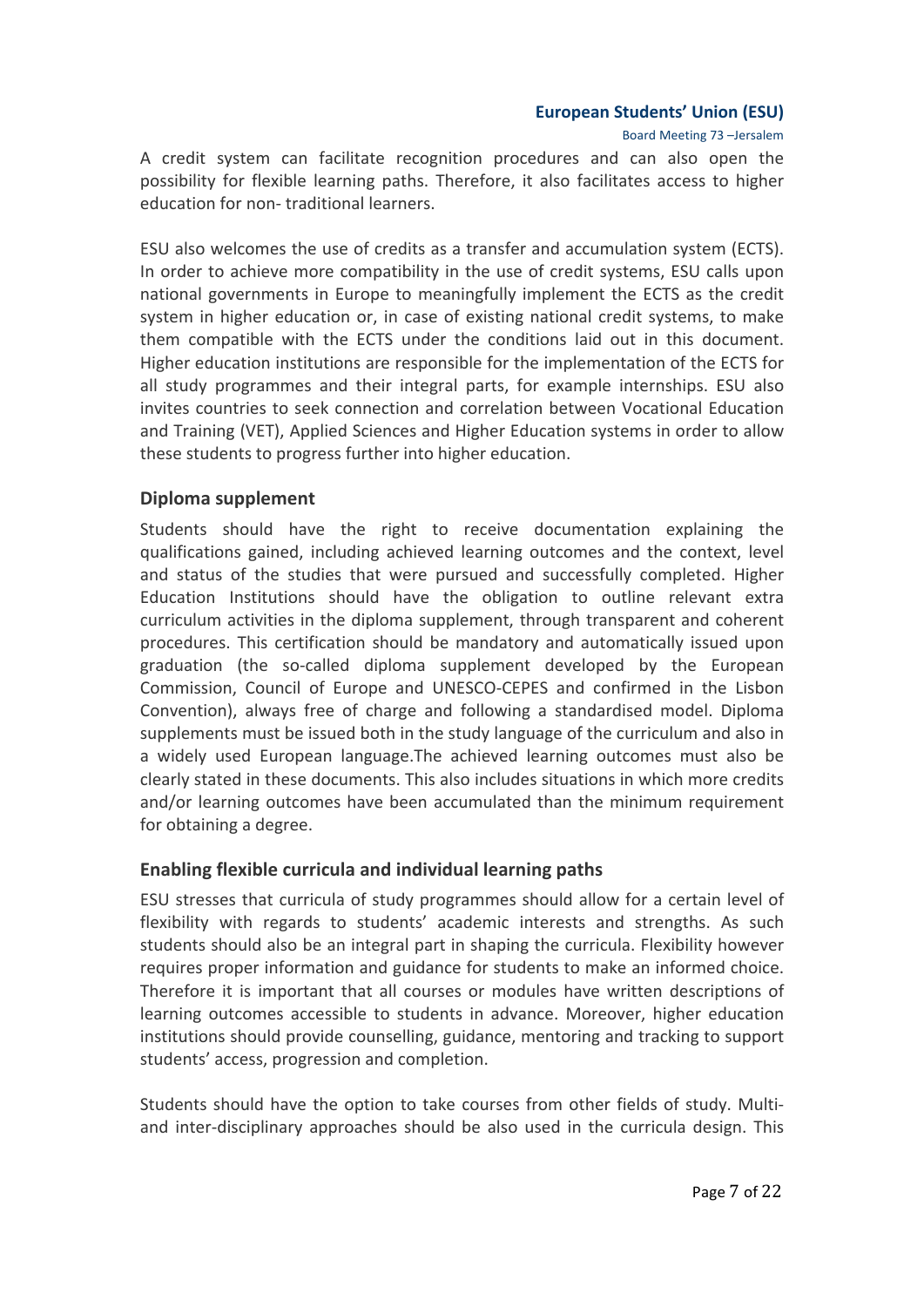A credit system can facilitate recognition procedures and can also open the possibility for flexible learning paths. Therefore, it also facilitates access to higher education for non- traditional learners.

ESU also welcomes the use of credits as a transfer and accumulation system (ECTS). In order to achieve more compatibility in the use of credit systems, ESU calls upon national governments in Europe to meaningfully implement the ECTS as the credit system in higher education or, in case of existing national credit systems, to make them compatible with the ECTS under the conditions laid out in this document. Higher education institutions are responsible for the implementation of the ECTS for all study programmes and their integral parts, for example internships. ESU also invites countries to seek connection and correlation between Vocational Education and Training (VET), Applied Sciences and Higher Education systems in order to allow these students to progress further into higher education.

### Diploma supplement

Students should have the right to receive documentation explaining the qualifications gained, including achieved learning outcomes and the context, level and status of the studies that were pursued and successfully completed. Higher Education Institutions should have the obligation to outline relevant extra curriculum activities in the diploma supplement, through transparent and coherent procedures. This certification should be mandatory and automatically issued upon graduation (the so-called diploma supplement developed by the European Commission, Council of Europe and UNESCO-CEPES and confirmed in the Lisbon Convention), always free of charge and following a standardised model. Diploma supplements must be issued both in the study language of the curriculum and also in a widely used European language.The achieved learning outcomes must also be clearly stated in these documents. This also includes situations in which more credits and/or learning outcomes have been accumulated than the minimum requirement for obtaining a degree.

### Enabling flexible curricula and individual learning paths

ESU stresses that curricula of study programmes should allow for a certain level of flexibility with regards to students' academic interests and strengths. As such students should also be an integral part in shaping the curricula. Flexibility however requires proper information and guidance for students to make an informed choice. Therefore it is important that all courses or modules have written descriptions of learning outcomes accessible to students in advance. Moreover, higher education institutions should provide counselling, guidance, mentoring and tracking to support students' access, progression and completion.

Students should have the option to take courses from other fields of study. Multi- and inter-disciplinary approaches should be also used in the curricula design. This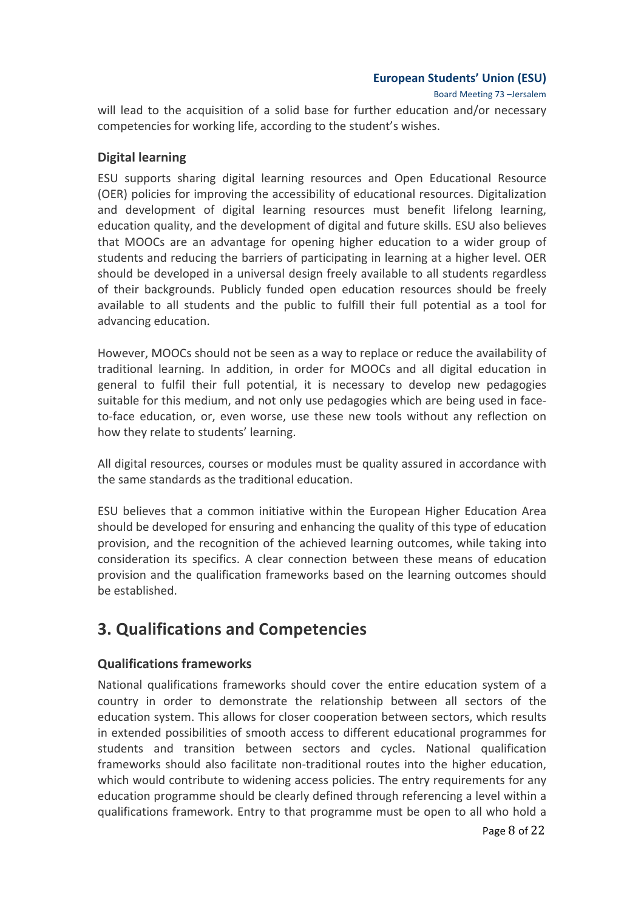will lead to the acquisition of a solid base for further education and/or necessary competencies for working life, according to the student's wishes.

### Digital learning

ESU supports sharing digital learning resources and Open Educational Resource (OER) policies for improving the accessibility of educational resources. Digitalization and development of digital learning resources must benefit lifelong learning, education quality, and the development of digital and future skills. ESU also believes that MOOCs are an advantage for opening higher education to a wider group of students and reducing the barriers of participating in learning at a higher level. OER should be developed in a universal design freely available to all students regardless of their backgrounds. Publicly funded open education resources should be freely available to all students and the public to fulfill their full potential as a tool for advancing education.

However, MOOCs should not be seen as a way to replace or reduce the availability of traditional learning. In addition, in order for MOOCs and all digital education in general to fulfil their full potential, it is necessary to develop new pedagogies suitable for this medium, and not only use pedagogies which are being used in face-to-face education, or, even worse, use these new tools without any reflection on how they relate to students' learning.

All digital resources, courses or modules must be quality assured in accordance with the same standards as the traditional education.

ESU believes that a common initiative within the European Higher Education Area should be developed for ensuring and enhancing the quality of this type of education provision, and the recognition of the achieved learning outcomes, while taking into consideration its specifics. A clear connection between these means of education provision and the qualification frameworks based on the learning outcomes should be established.

## 3. Qualifications and Competencies

### Qualifications frameworks

National qualifications frameworks should cover the entire education system of a country in order to demonstrate the relationship between all sectors of the education system. This allows for closer cooperation between sectors, which results in extended possibilities of smooth access to different educational programmes for students and transition between sectors and cycles. National qualification frameworks should also facilitate non-traditional routes into the higher education, which would contribute to widening access policies. The entry requirements for any education programme should be clearly defined through referencing a level within a qualifications framework. Entry to that programme must be open to all who hold a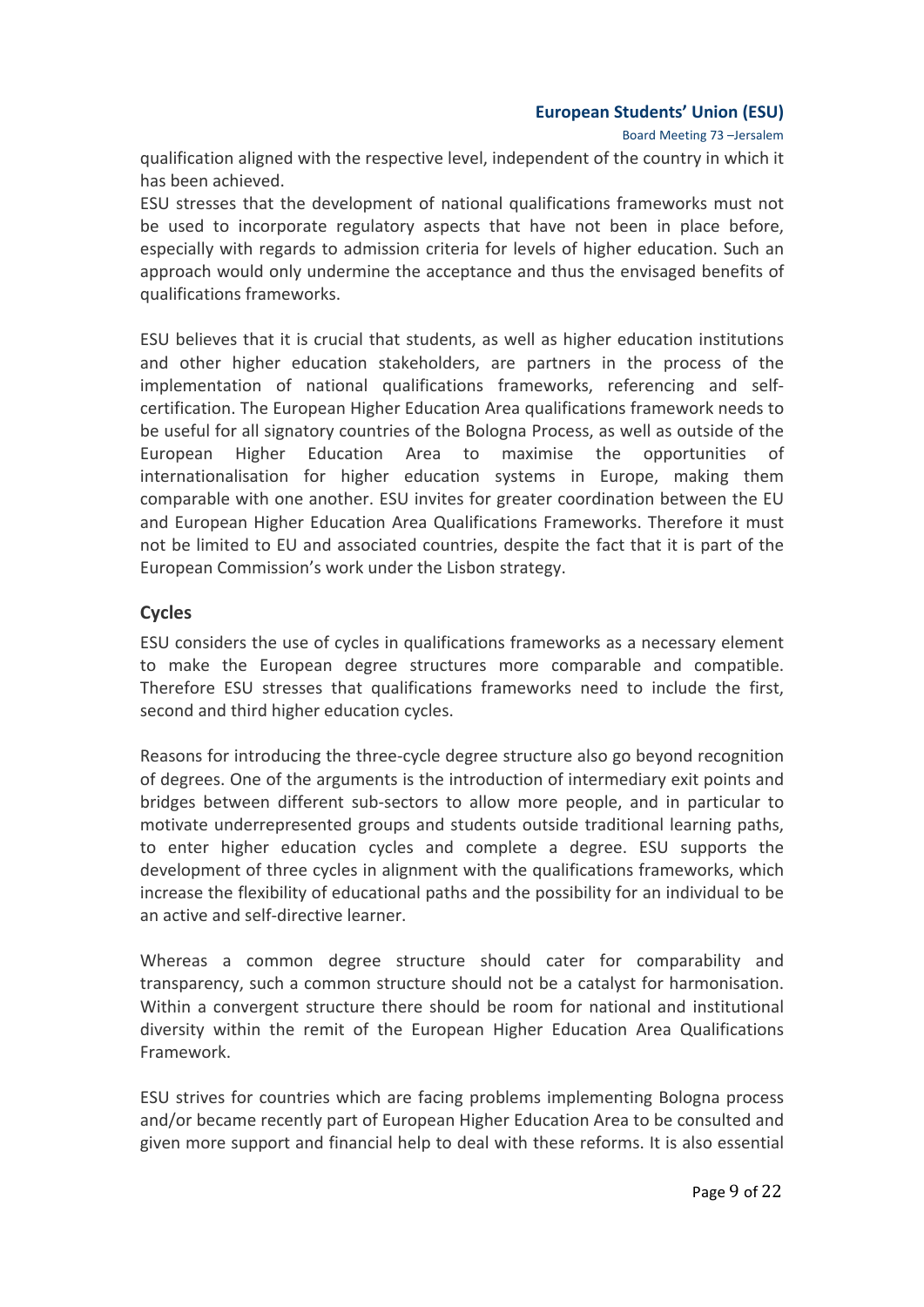qualification aligned with the respective level, independent of the country in which it has been achieved.
ESU stresses that the development of national qualifications frameworks must not be used to incorporate regulatory aspects that have not been in place before, especially with regards to admission criteria for levels of higher education. Such an approach would only undermine the acceptance and thus the envisaged benefits of qualifications frameworks.

ESU believes that it is crucial that students, as well as higher education institutions and other higher education stakeholders, are partners in the process of the implementation of national qualifications frameworks, referencing and self-certification. The European Higher Education Area qualifications framework needs to be useful for all signatory countries of the Bologna Process, as well as outside of the European Higher Education Area to maximise the opportunities of internationalisation for higher education systems in Europe, making them comparable with one another. ESU invites for greater coordination between the EU and European Higher Education Area Qualifications Frameworks. Therefore it must not be limited to EU and associated countries, despite the fact that it is part of the European Commission's work under the Lisbon strategy.

### Cycles

ESU considers the use of cycles in qualifications frameworks as a necessary element to make the European degree structures more comparable and compatible. Therefore ESU stresses that qualifications frameworks need to include the first, second and third higher education cycles.

Reasons for introducing the three-cycle degree structure also go beyond recognition of degrees. One of the arguments is the introduction of intermediary exit points and bridges between different sub-sectors to allow more people, and in particular to motivate underrepresented groups and students outside traditional learning paths, to enter higher education cycles and complete a degree. ESU supports the development of three cycles in alignment with the qualifications frameworks, which increase the flexibility of educational paths and the possibility for an individual to be an active and self-directive learner.

Whereas a common degree structure should cater for comparability and transparency, such a common structure should not be a catalyst for harmonisation. Within a convergent structure there should be room for national and institutional diversity within the remit of the European Higher Education Area Qualifications Framework.

ESU strives for countries which are facing problems implementing Bologna process and/or became recently part of European Higher Education Area to be consulted and given more support and financial help to deal with these reforms. It is also essential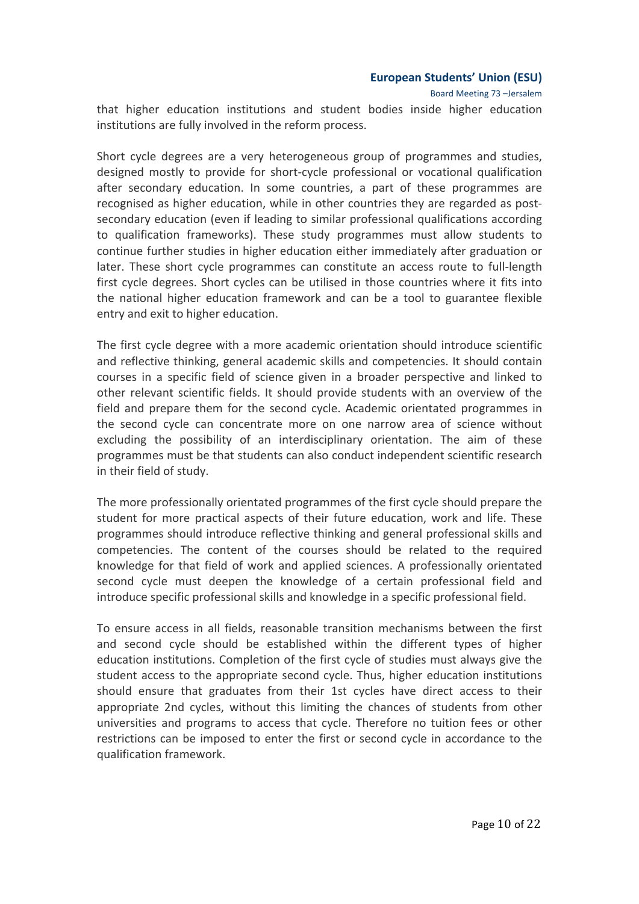that higher education institutions and student bodies inside higher education institutions are fully involved in the reform process.

Short cycle degrees are a very heterogeneous group of programmes and studies, designed mostly to provide for short-cycle professional or vocational qualification after secondary education. In some countries, a part of these programmes are recognised as higher education, while in other countries they are regarded as post-secondary education (even if leading to similar professional qualifications according to qualification frameworks). These study programmes must allow students to continue further studies in higher education either immediately after graduation or later. These short cycle programmes can constitute an access route to full-length first cycle degrees. Short cycles can be utilised in those countries where it fits into the national higher education framework and can be a tool to guarantee flexible entry and exit to higher education.

The first cycle degree with a more academic orientation should introduce scientific and reflective thinking, general academic skills and competencies. It should contain courses in a specific field of science given in a broader perspective and linked to other relevant scientific fields. It should provide students with an overview of the field and prepare them for the second cycle. Academic orientated programmes in the second cycle can concentrate more on one narrow area of science without excluding the possibility of an interdisciplinary orientation. The aim of these programmes must be that students can also conduct independent scientific research in their field of study.

The more professionally orientated programmes of the first cycle should prepare the student for more practical aspects of their future education, work and life. These programmes should introduce reflective thinking and general professional skills and competencies. The content of the courses should be related to the required knowledge for that field of work and applied sciences. A professionally orientated second cycle must deepen the knowledge of a certain professional field and introduce specific professional skills and knowledge in a specific professional field.

To ensure access in all fields, reasonable transition mechanisms between the first and second cycle should be established within the different types of higher education institutions. Completion of the first cycle of studies must always give the student access to the appropriate second cycle. Thus, higher education institutions should ensure that graduates from their 1st cycles have direct access to their appropriate 2nd cycles, without this limiting the chances of students from other universities and programs to access that cycle. Therefore no tuition fees or other restrictions can be imposed to enter the first or second cycle in accordance to the qualification framework.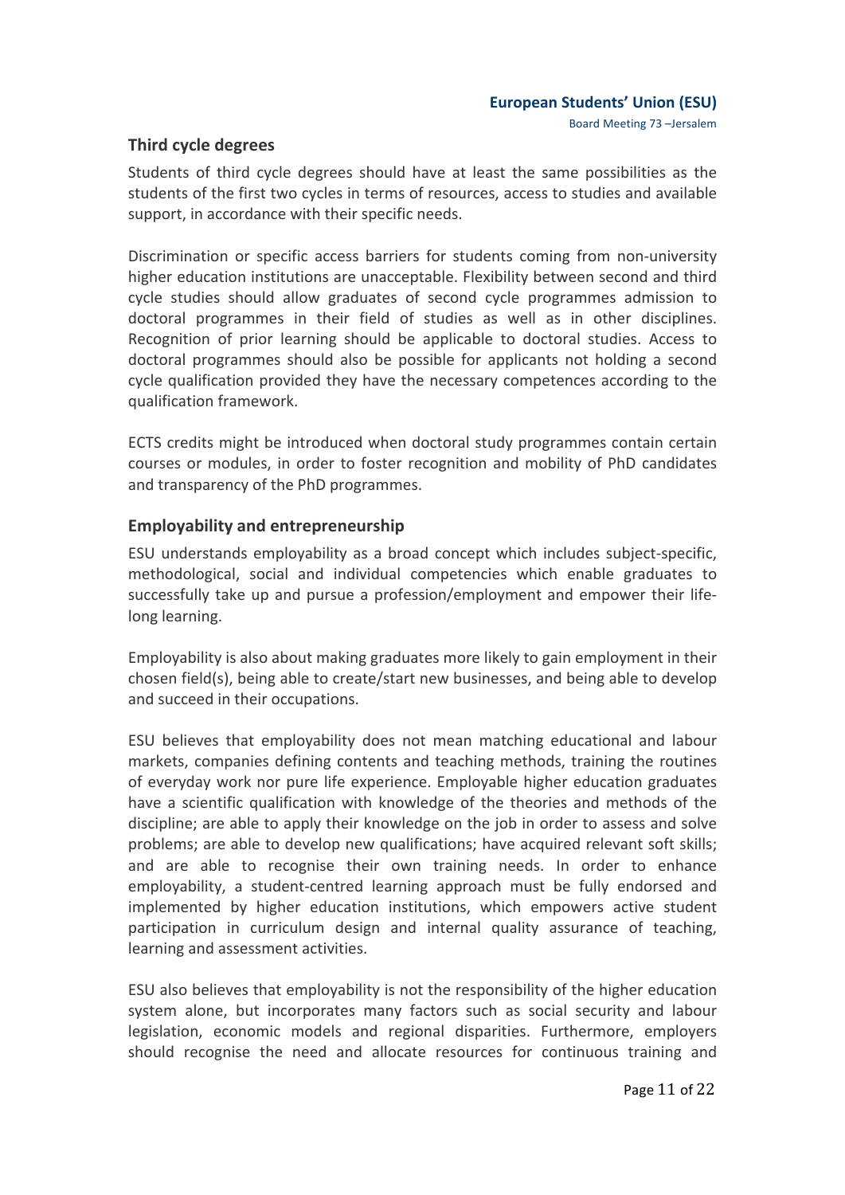## Third cycle degrees

Students of third cycle degrees should have at least the same possibilities as the students of the first two cycles in terms of resources, access to studies and available support, in accordance with their specific needs.

Discrimination or specific access barriers for students coming from non-university higher education institutions are unacceptable. Flexibility between second and third cycle studies should allow graduates of second cycle programmes admission to doctoral programmes in their field of studies as well as in other disciplines. Recognition of prior learning should be applicable to doctoral studies. Access to doctoral programmes should also be possible for applicants not holding a second cycle qualification provided they have the necessary competences according to the qualification framework.

ECTS credits might be introduced when doctoral study programmes contain certain courses or modules, in order to foster recognition and mobility of PhD candidates and transparency of the PhD programmes.

## Employability and entrepreneurship

ESU understands employability as a broad concept which includes subject-specific, methodological, social and individual competencies which enable graduates to successfully take up and pursue a profession/employment and empower their life-long learning.

Employability is also about making graduates more likely to gain employment in their chosen field(s), being able to create/start new businesses, and being able to develop and succeed in their occupations.

ESU believes that employability does not mean matching educational and labour markets, companies defining contents and teaching methods, training the routines of everyday work nor pure life experience. Employable higher education graduates have a scientific qualification with knowledge of the theories and methods of the discipline; are able to apply their knowledge on the job in order to assess and solve problems; are able to develop new qualifications; have acquired relevant soft skills; and are able to recognise their own training needs. In order to enhance employability, a student-centred learning approach must be fully endorsed and implemented by higher education institutions, which empowers active student participation in curriculum design and internal quality assurance of teaching, learning and assessment activities.

ESU also believes that employability is not the responsibility of the higher education system alone, but incorporates many factors such as social security and labour legislation, economic models and regional disparities. Furthermore, employers should recognise the need and allocate resources for continuous training and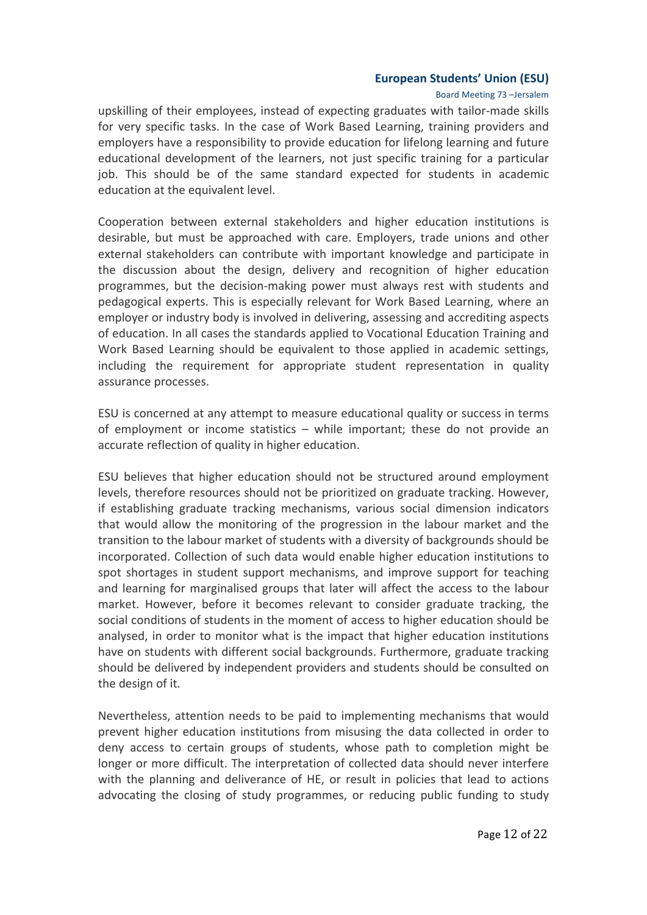upskilling of their employees, instead of expecting graduates with tailor-made skills for very specific tasks. In the case of Work Based Learning, training providers and employers have a responsibility to provide education for lifelong learning and future educational development of the learners, not just specific training for a particular job. This should be of the same standard expected for students in academic education at the equivalent level.

Cooperation between external stakeholders and higher education institutions is desirable, but must be approached with care. Employers, trade unions and other external stakeholders can contribute with important knowledge and participate in the discussion about the design, delivery and recognition of higher education programmes, but the decision-making power must always rest with students and pedagogical experts. This is especially relevant for Work Based Learning, where an employer or industry body is involved in delivering, assessing and accrediting aspects of education. In all cases the standards applied to Vocational Education Training and Work Based Learning should be equivalent to those applied in academic settings, including the requirement for appropriate student representation in quality assurance processes.

ESU is concerned at any attempt to measure educational quality or success in terms of employment or income statistics – while important; these do not provide an accurate reflection of quality in higher education.

ESU believes that higher education should not be structured around employment levels, therefore resources should not be prioritized on graduate tracking. However, if establishing graduate tracking mechanisms, various social dimension indicators that would allow the monitoring of the progression in the labour market and the transition to the labour market of students with a diversity of backgrounds should be incorporated. Collection of such data would enable higher education institutions to spot shortages in student support mechanisms, and improve support for teaching and learning for marginalised groups that later will affect the access to the labour market. However, before it becomes relevant to consider graduate tracking, the social conditions of students in the moment of access to higher education should be analysed, in order to monitor what is the impact that higher education institutions have on students with different social backgrounds. Furthermore, graduate tracking should be delivered by independent providers and students should be consulted on the design of it.

Nevertheless, attention needs to be paid to implementing mechanisms that would prevent higher education institutions from misusing the data collected in order to deny access to certain groups of students, whose path to completion might be longer or more difficult. The interpretation of collected data should never interfere with the planning and deliverance of HE, or result in policies that lead to actions advocating the closing of study programmes, or reducing public funding to study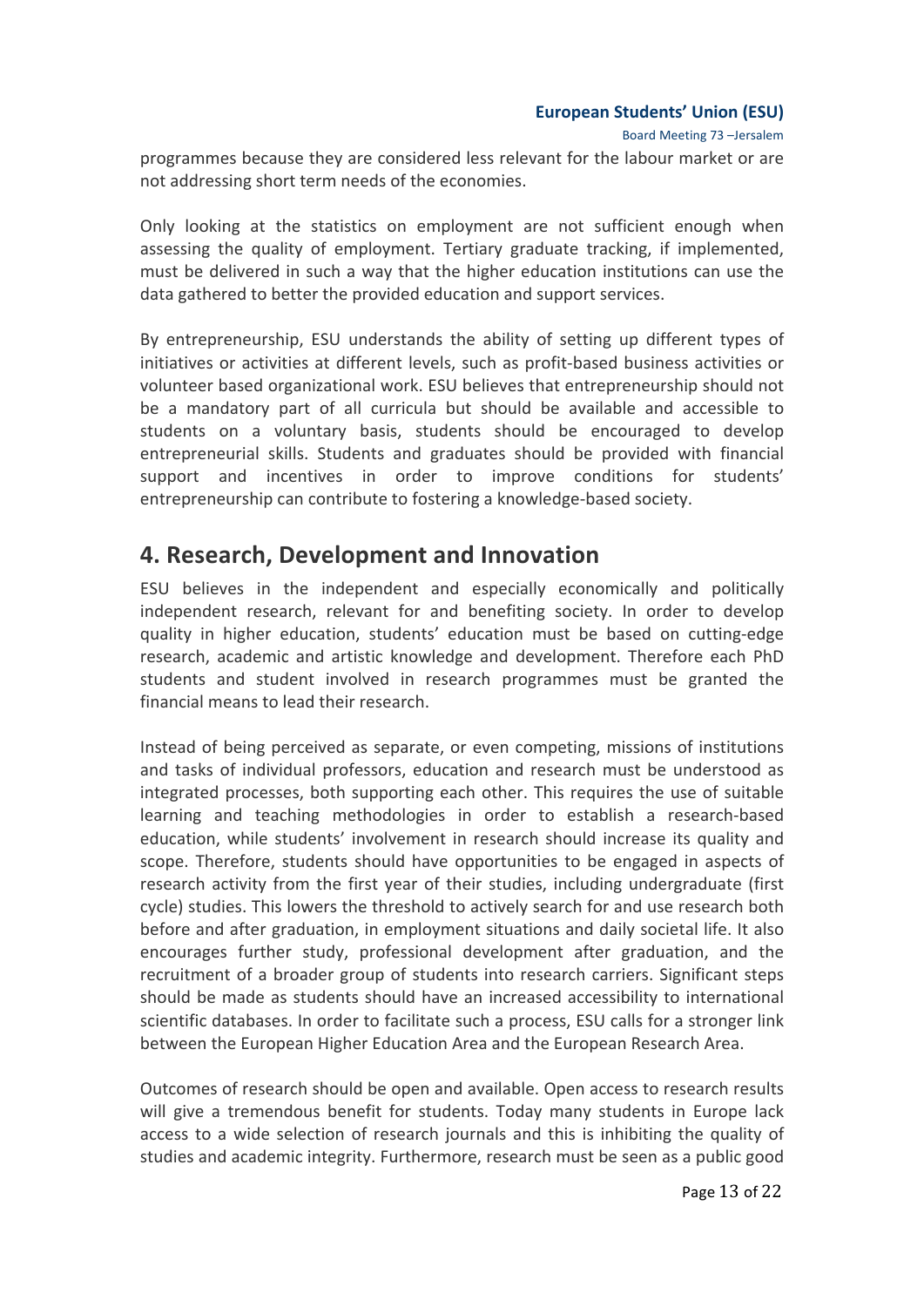programmes because they are considered less relevant for the labour market or are not addressing short term needs of the economies.

Only looking at the statistics on employment are not sufficient enough when assessing the quality of employment. Tertiary graduate tracking, if implemented, must be delivered in such a way that the higher education institutions can use the data gathered to better the provided education and support services.

By entrepreneurship, ESU understands the ability of setting up different types of initiatives or activities at different levels, such as profit-based business activities or volunteer based organizational work. ESU believes that entrepreneurship should not be a mandatory part of all curricula but should be available and accessible to students on a voluntary basis, students should be encouraged to develop entrepreneurial skills. Students and graduates should be provided with financial support and incentives in order to improve conditions for students' entrepreneurship can contribute to fostering a knowledge-based society.

## 4. Research, Development and Innovation

ESU believes in the independent and especially economically and politically independent research, relevant for and benefiting society. In order to develop quality in higher education, students' education must be based on cutting-edge research, academic and artistic knowledge and development. Therefore each PhD students and student involved in research programmes must be granted the financial means to lead their research.

Instead of being perceived as separate, or even competing, missions of institutions and tasks of individual professors, education and research must be understood as integrated processes, both supporting each other. This requires the use of suitable learning and teaching methodologies in order to establish a research-based education, while students' involvement in research should increase its quality and scope. Therefore, students should have opportunities to be engaged in aspects of research activity from the first year of their studies, including undergraduate (first cycle) studies. This lowers the threshold to actively search for and use research both before and after graduation, in employment situations and daily societal life. It also encourages further study, professional development after graduation, and the recruitment of a broader group of students into research carriers. Significant steps should be made as students should have an increased accessibility to international scientific databases. In order to facilitate such a process, ESU calls for a stronger link between the European Higher Education Area and the European Research Area.

Outcomes of research should be open and available. Open access to research results will give a tremendous benefit for students. Today many students in Europe lack access to a wide selection of research journals and this is inhibiting the quality of studies and academic integrity. Furthermore, research must be seen as a public good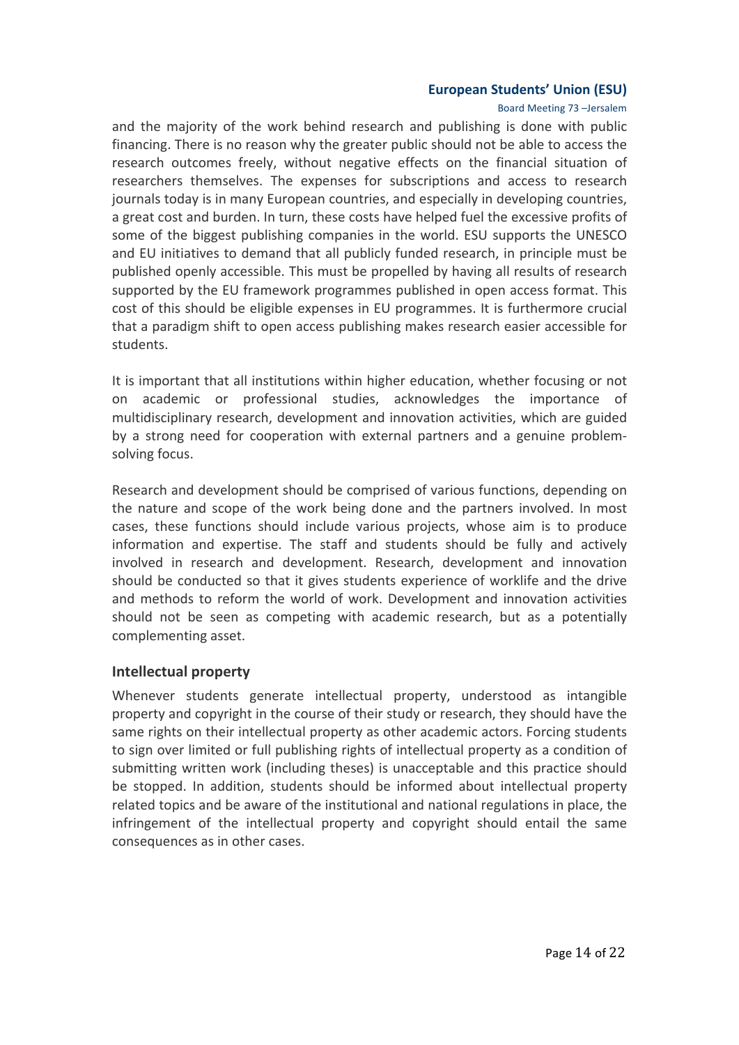and the majority of the work behind research and publishing is done with public financing. There is no reason why the greater public should not be able to access the research outcomes freely, without negative effects on the financial situation of researchers themselves. The expenses for subscriptions and access to research journals today is in many European countries, and especially in developing countries, a great cost and burden. In turn, these costs have helped fuel the excessive profits of some of the biggest publishing companies in the world. ESU supports the UNESCO and EU initiatives to demand that all publicly funded research, in principle must be published openly accessible. This must be propelled by having all results of research supported by the EU framework programmes published in open access format. This cost of this should be eligible expenses in EU programmes. It is furthermore crucial that a paradigm shift to open access publishing makes research easier accessible for students.

It is important that all institutions within higher education, whether focusing or not on academic or professional studies, acknowledges the importance of multidisciplinary research, development and innovation activities, which are guided by a strong need for cooperation with external partners and a genuine problem-solving focus.

Research and development should be comprised of various functions, depending on the nature and scope of the work being done and the partners involved. In most cases, these functions should include various projects, whose aim is to produce information and expertise. The staff and students should be fully and actively involved in research and development. Research, development and innovation should be conducted so that it gives students experience of worklife and the drive and methods to reform the world of work. Development and innovation activities should not be seen as competing with academic research, but as a potentially complementing asset.

## Intellectual property

Whenever students generate intellectual property, understood as intangible property and copyright in the course of their study or research, they should have the same rights on their intellectual property as other academic actors. Forcing students to sign over limited or full publishing rights of intellectual property as a condition of submitting written work (including theses) is unacceptable and this practice should be stopped. In addition, students should be informed about intellectual property related topics and be aware of the institutional and national regulations in place, the infringement of the intellectual property and copyright should entail the same consequences as in other cases.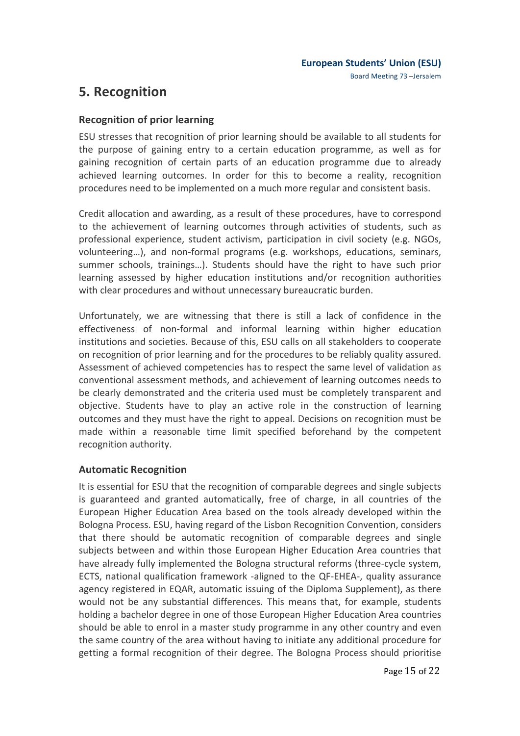# 5. Recognition

## Recognition of prior learning

ESU stresses that recognition of prior learning should be available to all students for the purpose of gaining entry to a certain education programme, as well as for gaining recognition of certain parts of an education programme due to already achieved learning outcomes. In order for this to become a reality, recognition procedures need to be implemented on a much more regular and consistent basis.

Credit allocation and awarding, as a result of these procedures, have to correspond to the achievement of learning outcomes through activities of students, such as professional experience, student activism, participation in civil society (e.g. NGOs, volunteering…), and non-formal programs (e.g. workshops, educations, seminars, summer schools, trainings…). Students should have the right to have such prior learning assessed by higher education institutions and/or recognition authorities with clear procedures and without unnecessary bureaucratic burden.

Unfortunately, we are witnessing that there is still a lack of confidence in the effectiveness of non-formal and informal learning within higher education institutions and societies. Because of this, ESU calls on all stakeholders to cooperate on recognition of prior learning and for the procedures to be reliably quality assured. Assessment of achieved competencies has to respect the same level of validation as conventional assessment methods, and achievement of learning outcomes needs to be clearly demonstrated and the criteria used must be completely transparent and objective. Students have to play an active role in the construction of learning outcomes and they must have the right to appeal. Decisions on recognition must be made within a reasonable time limit specified beforehand by the competent recognition authority.

## Automatic Recognition

It is essential for ESU that the recognition of comparable degrees and single subjects is guaranteed and granted automatically, free of charge, in all countries of the European Higher Education Area based on the tools already developed within the Bologna Process. ESU, having regard of the Lisbon Recognition Convention, considers that there should be automatic recognition of comparable degrees and single subjects between and within those European Higher Education Area countries that have already fully implemented the Bologna structural reforms (three-cycle system, ECTS, national qualification framework -aligned to the QF-EHEA-, quality assurance agency registered in EQAR, automatic issuing of the Diploma Supplement), as there would not be any substantial differences. This means that, for example, students holding a bachelor degree in one of those European Higher Education Area countries should be able to enrol in a master study programme in any other country and even the same country of the area without having to initiate any additional procedure for getting a formal recognition of their degree. The Bologna Process should prioritise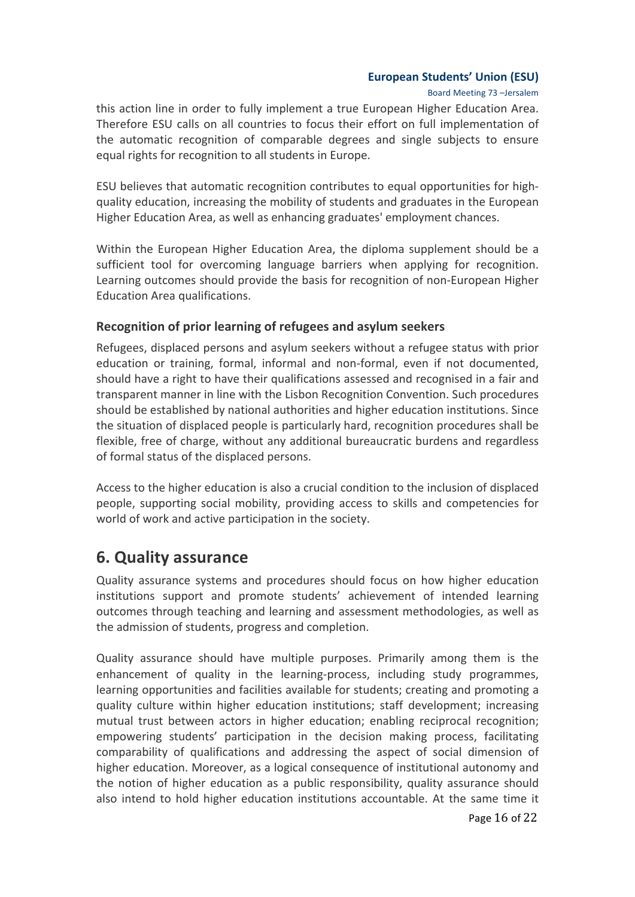this action line in order to fully implement a true European Higher Education Area. Therefore ESU calls on all countries to focus their effort on full implementation of the automatic recognition of comparable degrees and single subjects to ensure equal rights for recognition to all students in Europe.

ESU believes that automatic recognition contributes to equal opportunities for high-quality education, increasing the mobility of students and graduates in the European Higher Education Area, as well as enhancing graduates' employment chances.

Within the European Higher Education Area, the diploma supplement should be a sufficient tool for overcoming language barriers when applying for recognition. Learning outcomes should provide the basis for recognition of non-European Higher Education Area qualifications.

### Recognition of prior learning of refugees and asylum seekers

Refugees, displaced persons and asylum seekers without a refugee status with prior education or training, formal, informal and non-formal, even if not documented, should have a right to have their qualifications assessed and recognised in a fair and transparent manner in line with the Lisbon Recognition Convention. Such procedures should be established by national authorities and higher education institutions. Since the situation of displaced people is particularly hard, recognition procedures shall be flexible, free of charge, without any additional bureaucratic burdens and regardless of formal status of the displaced persons.

Access to the higher education is also a crucial condition to the inclusion of displaced people, supporting social mobility, providing access to skills and competencies for world of work and active participation in the society.

## 6. Quality assurance

Quality assurance systems and procedures should focus on how higher education institutions support and promote students' achievement of intended learning outcomes through teaching and learning and assessment methodologies, as well as the admission of students, progress and completion.

Quality assurance should have multiple purposes. Primarily among them is the enhancement of quality in the learning-process, including study programmes, learning opportunities and facilities available for students; creating and promoting a quality culture within higher education institutions; staff development; increasing mutual trust between actors in higher education; enabling reciprocal recognition; empowering students' participation in the decision making process, facilitating comparability of qualifications and addressing the aspect of social dimension of higher education. Moreover, as a logical consequence of institutional autonomy and the notion of higher education as a public responsibility, quality assurance should also intend to hold higher education institutions accountable. At the same time it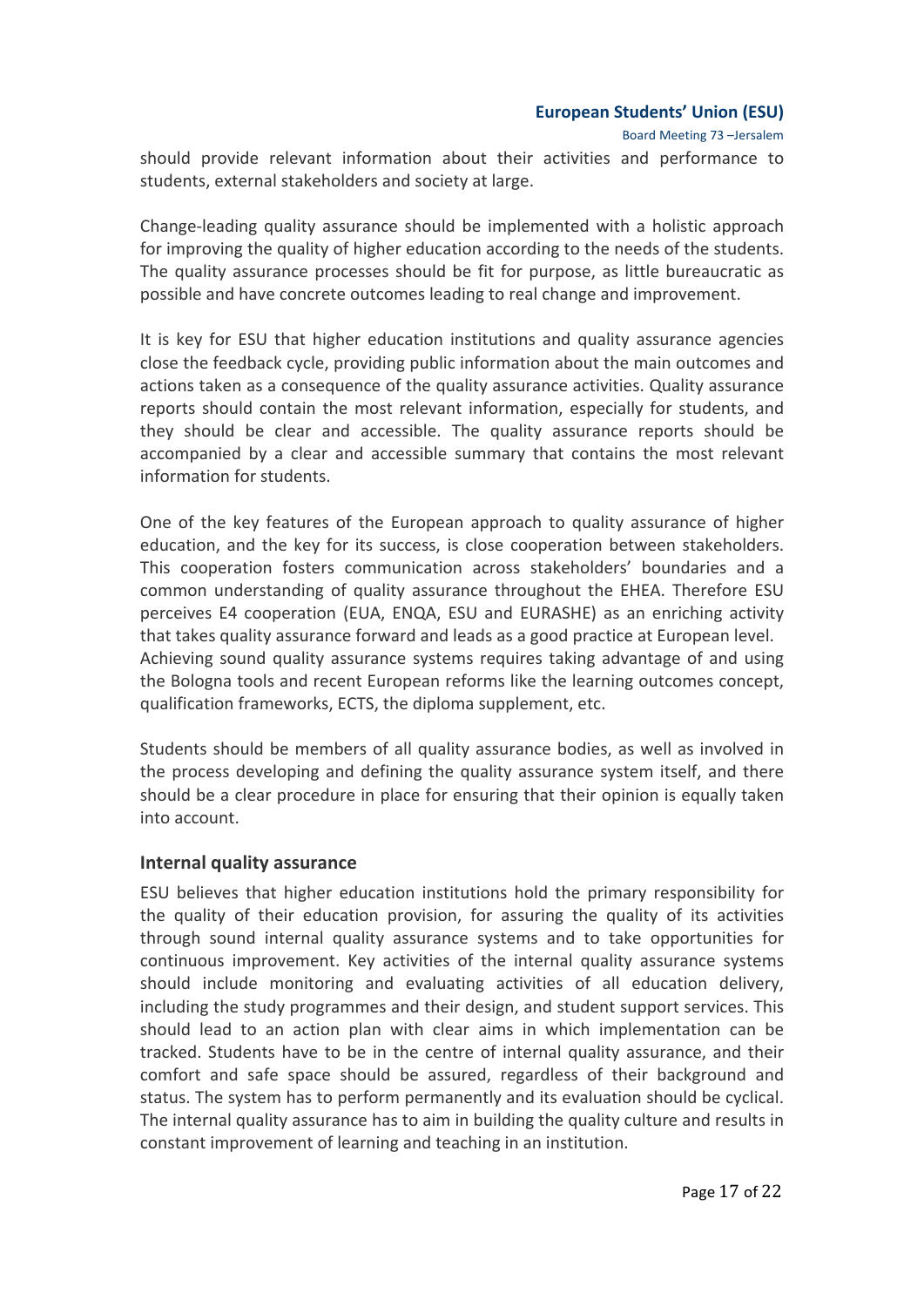should provide relevant information about their activities and performance to students, external stakeholders and society at large.

Change-leading quality assurance should be implemented with a holistic approach for improving the quality of higher education according to the needs of the students. The quality assurance processes should be fit for purpose, as little bureaucratic as possible and have concrete outcomes leading to real change and improvement.

It is key for ESU that higher education institutions and quality assurance agencies close the feedback cycle, providing public information about the main outcomes and actions taken as a consequence of the quality assurance activities. Quality assurance reports should contain the most relevant information, especially for students, and they should be clear and accessible. The quality assurance reports should be accompanied by a clear and accessible summary that contains the most relevant information for students.

One of the key features of the European approach to quality assurance of higher education, and the key for its success, is close cooperation between stakeholders. This cooperation fosters communication across stakeholders' boundaries and a common understanding of quality assurance throughout the EHEA. Therefore ESU perceives E4 cooperation (EUA, ENQA, ESU and EURASHE) as an enriching activity that takes quality assurance forward and leads as a good practice at European level.
Achieving sound quality assurance systems requires taking advantage of and using the Bologna tools and recent European reforms like the learning outcomes concept, qualification frameworks, ECTS, the diploma supplement, etc.

Students should be members of all quality assurance bodies, as well as involved in the process developing and defining the quality assurance system itself, and there should be a clear procedure in place for ensuring that their opinion is equally taken into account.

### Internal quality assurance

ESU believes that higher education institutions hold the primary responsibility for the quality of their education provision, for assuring the quality of its activities through sound internal quality assurance systems and to take opportunities for continuous improvement. Key activities of the internal quality assurance systems should include monitoring and evaluating activities of all education delivery, including the study programmes and their design, and student support services. This should lead to an action plan with clear aims in which implementation can be tracked. Students have to be in the centre of internal quality assurance, and their comfort and safe space should be assured, regardless of their background and status. The system has to perform permanently and its evaluation should be cyclical. The internal quality assurance has to aim in building the quality culture and results in constant improvement of learning and teaching in an institution.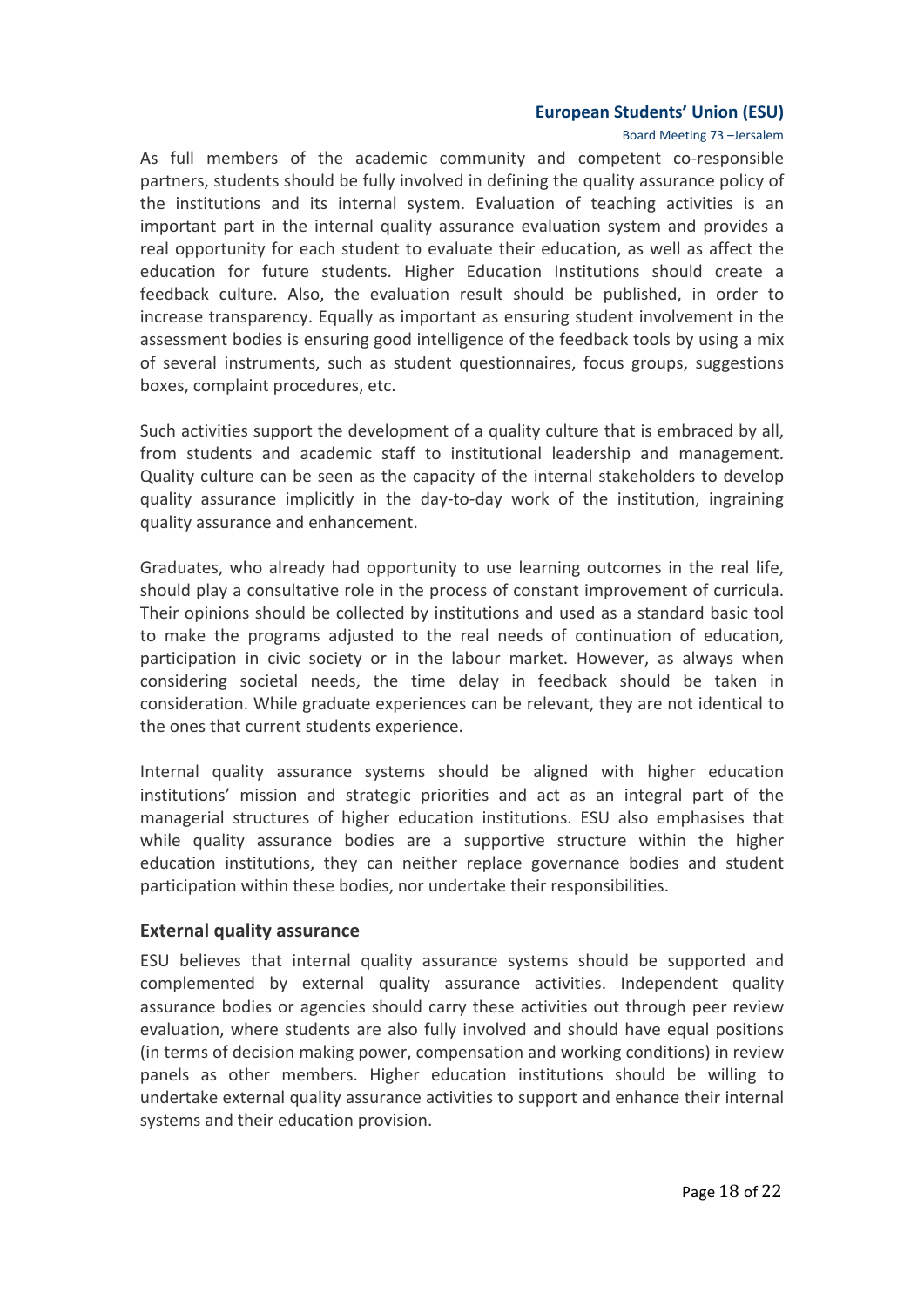As full members of the academic community and competent co-responsible partners, students should be fully involved in defining the quality assurance policy of the institutions and its internal system. Evaluation of teaching activities is an important part in the internal quality assurance evaluation system and provides a real opportunity for each student to evaluate their education, as well as affect the education for future students. Higher Education Institutions should create a feedback culture. Also, the evaluation result should be published, in order to increase transparency. Equally as important as ensuring student involvement in the assessment bodies is ensuring good intelligence of the feedback tools by using a mix of several instruments, such as student questionnaires, focus groups, suggestions boxes, complaint procedures, etc.

Such activities support the development of a quality culture that is embraced by all, from students and academic staff to institutional leadership and management. Quality culture can be seen as the capacity of the internal stakeholders to develop quality assurance implicitly in the day-to-day work of the institution, ingraining quality assurance and enhancement.

Graduates, who already had opportunity to use learning outcomes in the real life, should play a consultative role in the process of constant improvement of curricula. Their opinions should be collected by institutions and used as a standard basic tool to make the programs adjusted to the real needs of continuation of education, participation in civic society or in the labour market. However, as always when considering societal needs, the time delay in feedback should be taken in consideration. While graduate experiences can be relevant, they are not identical to the ones that current students experience.

Internal quality assurance systems should be aligned with higher education institutions' mission and strategic priorities and act as an integral part of the managerial structures of higher education institutions. ESU also emphasises that while quality assurance bodies are a supportive structure within the higher education institutions, they can neither replace governance bodies and student participation within these bodies, nor undertake their responsibilities.

## External quality assurance

ESU believes that internal quality assurance systems should be supported and complemented by external quality assurance activities. Independent quality assurance bodies or agencies should carry these activities out through peer review evaluation, where students are also fully involved and should have equal positions (in terms of decision making power, compensation and working conditions) in review panels as other members. Higher education institutions should be willing to undertake external quality assurance activities to support and enhance their internal systems and their education provision.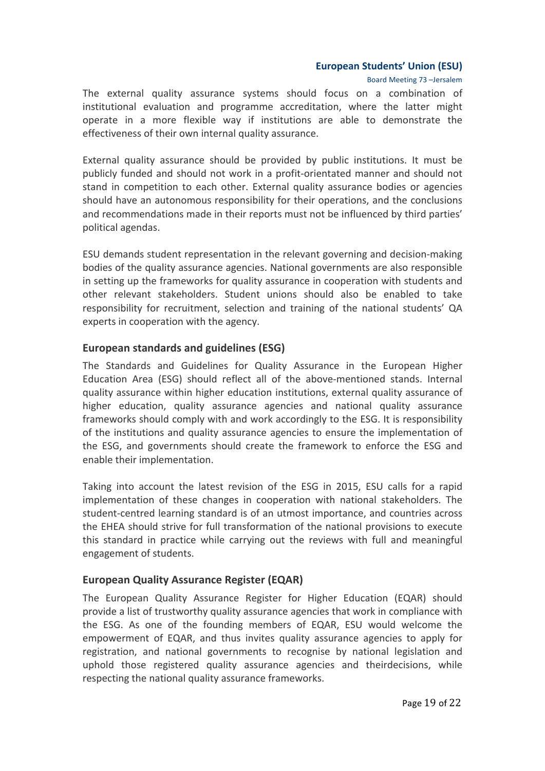The external quality assurance systems should focus on a combination of institutional evaluation and programme accreditation, where the latter might operate in a more flexible way if institutions are able to demonstrate the effectiveness of their own internal quality assurance.

External quality assurance should be provided by public institutions. It must be publicly funded and should not work in a profit-orientated manner and should not stand in competition to each other. External quality assurance bodies or agencies should have an autonomous responsibility for their operations, and the conclusions and recommendations made in their reports must not be influenced by third parties' political agendas.

ESU demands student representation in the relevant governing and decision-making bodies of the quality assurance agencies. National governments are also responsible in setting up the frameworks for quality assurance in cooperation with students and other relevant stakeholders. Student unions should also be enabled to take responsibility for recruitment, selection and training of the national students' QA experts in cooperation with the agency.

### European standards and guidelines (ESG)

The Standards and Guidelines for Quality Assurance in the European Higher Education Area (ESG) should reflect all of the above-mentioned stands. Internal quality assurance within higher education institutions, external quality assurance of higher education, quality assurance agencies and national quality assurance frameworks should comply with and work accordingly to the ESG. It is responsibility of the institutions and quality assurance agencies to ensure the implementation of the ESG, and governments should create the framework to enforce the ESG and enable their implementation.

Taking into account the latest revision of the ESG in 2015, ESU calls for a rapid implementation of these changes in cooperation with national stakeholders. The student-centred learning standard is of an utmost importance, and countries across the EHEA should strive for full transformation of the national provisions to execute this standard in practice while carrying out the reviews with full and meaningful engagement of students.

### European Quality Assurance Register (EQAR)

The European Quality Assurance Register for Higher Education (EQAR) should provide a list of trustworthy quality assurance agencies that work in compliance with the ESG. As one of the founding members of EQAR, ESU would welcome the empowerment of EQAR, and thus invites quality assurance agencies to apply for registration, and national governments to recognise by national legislation and uphold those registered quality assurance agencies and theirdecisions, while respecting the national quality assurance frameworks.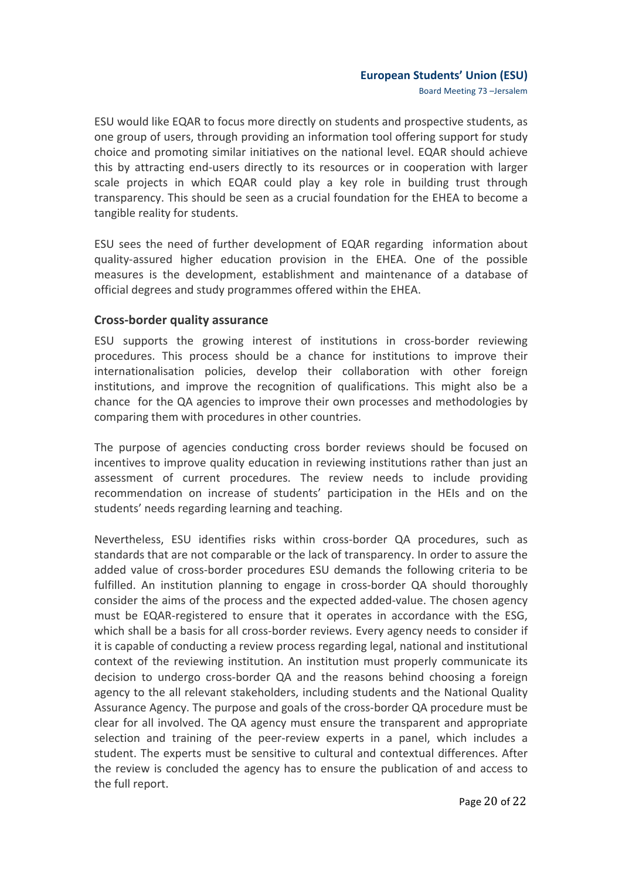ESU would like EQAR to focus more directly on students and prospective students, as one group of users, through providing an information tool offering support for study choice and promoting similar initiatives on the national level. EQAR should achieve this by attracting end-users directly to its resources or in cooperation with larger scale projects in which EQAR could play a key role in building trust through transparency. This should be seen as a crucial foundation for the EHEA to become a tangible reality for students.

ESU sees the need of further development of EQAR regarding information about quality-assured higher education provision in the EHEA. One of the possible measures is the development, establishment and maintenance of a database of official degrees and study programmes offered within the EHEA.

### Cross-border quality assurance

ESU supports the growing interest of institutions in cross-border reviewing procedures. This process should be a chance for institutions to improve their internationalisation policies, develop their collaboration with other foreign institutions, and improve the recognition of qualifications. This might also be a chance for the QA agencies to improve their own processes and methodologies by comparing them with procedures in other countries.

The purpose of agencies conducting cross border reviews should be focused on incentives to improve quality education in reviewing institutions rather than just an assessment of current procedures. The review needs to include providing recommendation on increase of students' participation in the HEIs and on the students' needs regarding learning and teaching.

Nevertheless, ESU identifies risks within cross-border QA procedures, such as standards that are not comparable or the lack of transparency. In order to assure the added value of cross-border procedures ESU demands the following criteria to be fulfilled. An institution planning to engage in cross-border QA should thoroughly consider the aims of the process and the expected added-value. The chosen agency must be EQAR-registered to ensure that it operates in accordance with the ESG, which shall be a basis for all cross-border reviews. Every agency needs to consider if it is capable of conducting a review process regarding legal, national and institutional context of the reviewing institution. An institution must properly communicate its decision to undergo cross-border QA and the reasons behind choosing a foreign agency to the all relevant stakeholders, including students and the National Quality Assurance Agency. The purpose and goals of the cross-border QA procedure must be clear for all involved. The QA agency must ensure the transparent and appropriate selection and training of the peer-review experts in a panel, which includes a student. The experts must be sensitive to cultural and contextual differences. After the review is concluded the agency has to ensure the publication of and access to the full report.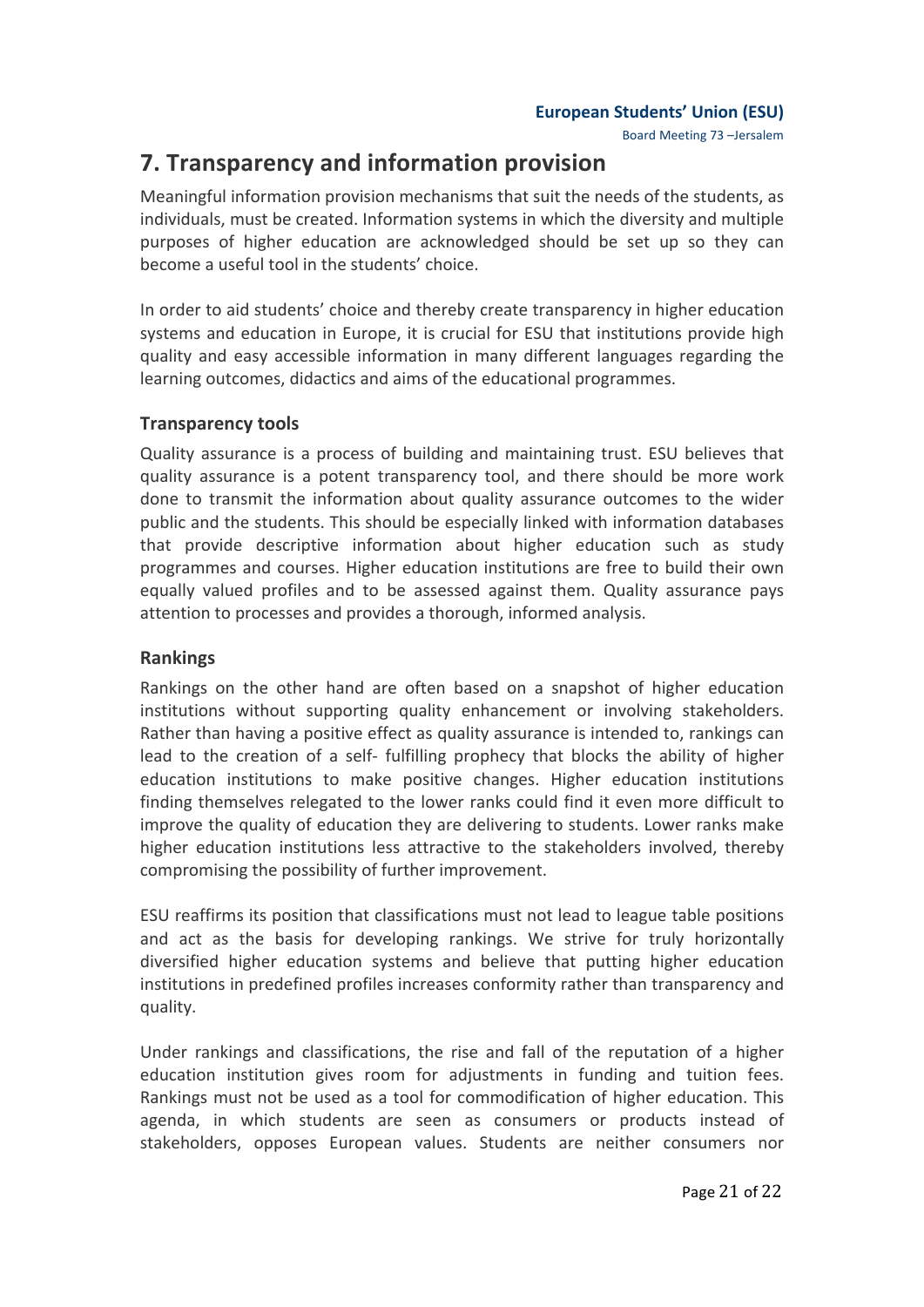## 7. Transparency and information provision

Meaningful information provision mechanisms that suit the needs of the students, as individuals, must be created. Information systems in which the diversity and multiple purposes of higher education are acknowledged should be set up so they can become a useful tool in the students' choice.

In order to aid students' choice and thereby create transparency in higher education systems and education in Europe, it is crucial for ESU that institutions provide high quality and easy accessible information in many different languages regarding the learning outcomes, didactics and aims of the educational programmes.

### Transparency tools

Quality assurance is a process of building and maintaining trust. ESU believes that quality assurance is a potent transparency tool, and there should be more work done to transmit the information about quality assurance outcomes to the wider public and the students. This should be especially linked with information databases that provide descriptive information about higher education such as study programmes and courses. Higher education institutions are free to build their own equally valued profiles and to be assessed against them. Quality assurance pays attention to processes and provides a thorough, informed analysis.

### Rankings

Rankings on the other hand are often based on a snapshot of higher education institutions without supporting quality enhancement or involving stakeholders. Rather than having a positive effect as quality assurance is intended to, rankings can lead to the creation of a self- fulfilling prophecy that blocks the ability of higher education institutions to make positive changes. Higher education institutions finding themselves relegated to the lower ranks could find it even more difficult to improve the quality of education they are delivering to students. Lower ranks make higher education institutions less attractive to the stakeholders involved, thereby compromising the possibility of further improvement.

ESU reaffirms its position that classifications must not lead to league table positions and act as the basis for developing rankings. We strive for truly horizontally diversified higher education systems and believe that putting higher education institutions in predefined profiles increases conformity rather than transparency and quality.

Under rankings and classifications, the rise and fall of the reputation of a higher education institution gives room for adjustments in funding and tuition fees. Rankings must not be used as a tool for commodification of higher education. This agenda, in which students are seen as consumers or products instead of stakeholders, opposes European values. Students are neither consumers nor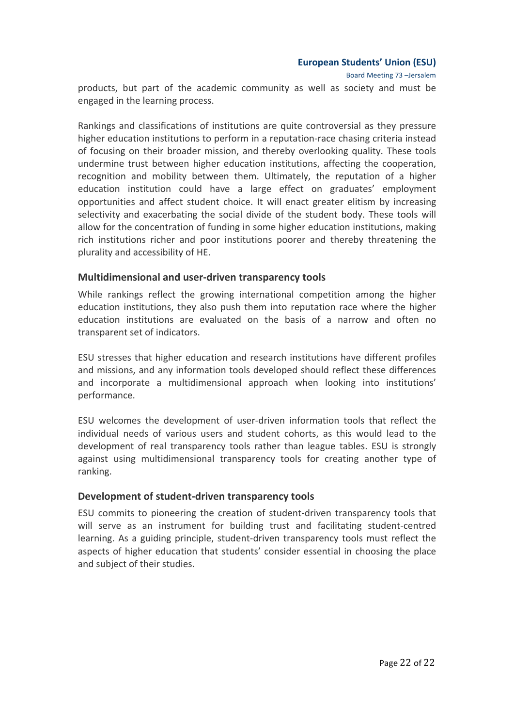products, but part of the academic community as well as society and must be engaged in the learning process.

Rankings and classifications of institutions are quite controversial as they pressure higher education institutions to perform in a reputation-race chasing criteria instead of focusing on their broader mission, and thereby overlooking quality. These tools undermine trust between higher education institutions, affecting the cooperation, recognition and mobility between them. Ultimately, the reputation of a higher education institution could have a large effect on graduates' employment opportunities and affect student choice. It will enact greater elitism by increasing selectivity and exacerbating the social divide of the student body. These tools will allow for the concentration of funding in some higher education institutions, making rich institutions richer and poor institutions poorer and thereby threatening the plurality and accessibility of HE.

### Multidimensional and user-driven transparency tools

While rankings reflect the growing international competition among the higher education institutions, they also push them into reputation race where the higher education institutions are evaluated on the basis of a narrow and often no transparent set of indicators.

ESU stresses that higher education and research institutions have different profiles and missions, and any information tools developed should reflect these differences and incorporate a multidimensional approach when looking into institutions' performance.

ESU welcomes the development of user-driven information tools that reflect the individual needs of various users and student cohorts, as this would lead to the development of real transparency tools rather than league tables. ESU is strongly against using multidimensional transparency tools for creating another type of ranking.

### Development of student-driven transparency tools

ESU commits to pioneering the creation of student-driven transparency tools that will serve as an instrument for building trust and facilitating student-centred learning. As a guiding principle, student-driven transparency tools must reflect the aspects of higher education that students' consider essential in choosing the place and subject of their studies.